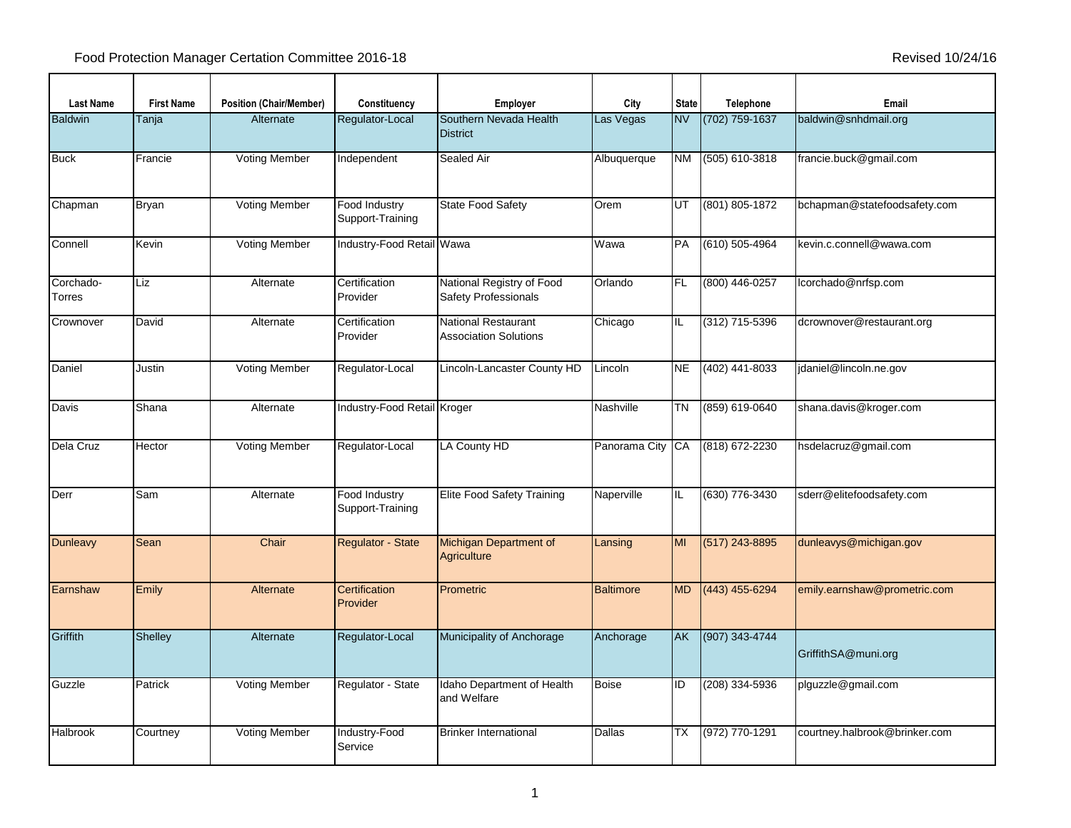Food Protection Manager Certation Committee 2016-18

Revised 10/24/16

| Last Name | First Name | Position (Chair/Member) | Constituency | Employer | City | State | Telephone | Email |
|---|---|---|---|---|---|---|---|---|
| Baldwin | Tanja | Alternate | Regulator-Local | Southern Nevada Health District | Las Vegas | NV | (702) 759-1637 | baldwin@snhdmail.org |
| Buck | Francie | Voting Member | Independent | Sealed Air | Albuquerque | NM | (505) 610-3818 | francie.buck@gmail.com |
| Chapman | Bryan | Voting Member | Food Industry Support-Training | State Food Safety | Orem | UT | (801) 805-1872 | bchapman@statefoodsafety.com |
| Connell | Kevin | Voting Member | Industry-Food Retail | Wawa | Wawa | PA | (610) 505-4964 | kevin.c.connell@wawa.com |
| Corchado-Torres | Liz | Alternate | Certification Provider | National Registry of Food Safety Professionals | Orlando | FL | (800) 446-0257 | lcorchado@nrfsp.com |
| Crownover | David | Alternate | Certification Provider | National Restaurant Association Solutions | Chicago | IL | (312) 715-5396 | dcrownover@restaurant.org |
| Daniel | Justin | Voting Member | Regulator-Local | Lincoln-Lancaster County HD | Lincoln | NE | (402) 441-8033 | jdaniel@lincoln.ne.gov |
| Davis | Shana | Alternate | Industry-Food Retail | Kroger | Nashville | TN | (859) 619-0640 | shana.davis@kroger.com |
| Dela Cruz | Hector | Voting Member | Regulator-Local | LA County HD | Panorama City | CA | (818) 672-2230 | hsdelacruz@gmail.com |
| Derr | Sam | Alternate | Food Industry Support-Training | Elite Food Safety Training | Naperville | IL | (630) 776-3430 | sderr@elitefoodsafety.com |
| Dunleavy | Sean | Chair | Regulator - State | Michigan Department of Agriculture | Lansing | MI | (517) 243-8895 | dunleavys@michigan.gov |
| Earnshaw | Emily | Alternate | Certification Provider | Prometric | Baltimore | MD | (443) 455-6294 | emily.earnshaw@prometric.com |
| Griffith | Shelley | Alternate | Regulator-Local | Municipality of Anchorage | Anchorage | AK | (907) 343-4744 | GriffithSA@muni.org |
| Guzzle | Patrick | Voting Member | Regulator - State | Idaho Department of Health and Welfare | Boise | ID | (208) 334-5936 | plguzzle@gmail.com |
| Halbrook | Courtney | Voting Member | Industry-Food Service | Brinker International | Dallas | TX | (972) 770-1291 | courtney.halbrook@brinker.com |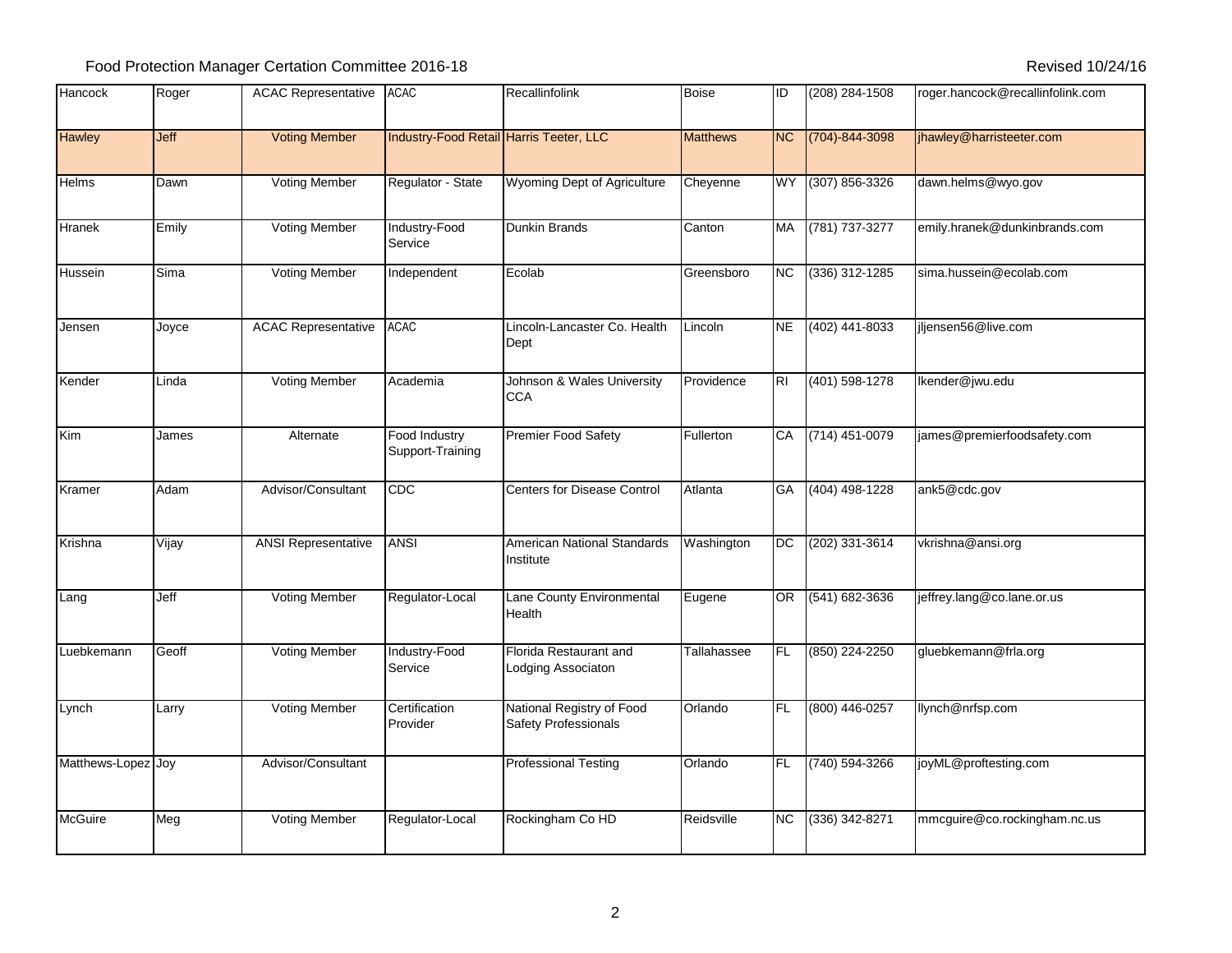Food Protection Manager Certation Committee 2016-18

Revised 10/24/16

| | | | | | | | | |
|---|---|---|---|---|---|---|---|---|
| Hancock | Roger | ACAC Representative | ACAC | Recallinfolink | Boise | ID | (208) 284-1508 | roger.hancock@recallinfolink.com |
| Hawley | Jeff | Voting Member | Industry-Food Retail | Harris Teeter, LLC | Matthews | NC | (704)-844-3098 | jhawley@harristeeter.com |
| Helms | Dawn | Voting Member | Regulator - State | Wyoming Dept of Agriculture | Cheyenne | WY | (307) 856-3326 | dawn.helms@wyo.gov |
| Hranek | Emily | Voting Member | Industry-Food Service | Dunkin Brands | Canton | MA | (781) 737-3277 | emily.hranek@dunkinbrands.com |
| Hussein | Sima | Voting Member | Independent | Ecolab | Greensboro | NC | (336) 312-1285 | sima.hussein@ecolab.com |
| Jensen | Joyce | ACAC Representative | ACAC | Lincoln-Lancaster Co. Health Dept | Lincoln | NE | (402) 441-8033 | jljensen56@live.com |
| Kender | Linda | Voting Member | Academia | Johnson & Wales University CCA | Providence | RI | (401) 598-1278 | lkender@jwu.edu |
| Kim | James | Alternate | Food Industry Support-Training | Premier Food Safety | Fullerton | CA | (714) 451-0079 | james@premierfoodsafety.com |
| Kramer | Adam | Advisor/Consultant | CDC | Centers for Disease Control | Atlanta | GA | (404) 498-1228 | ank5@cdc.gov |
| Krishna | Vijay | ANSI Representative | ANSI | American National Standards Institute | Washington | DC | (202) 331-3614 | vkrishna@ansi.org |
| Lang | Jeff | Voting Member | Regulator-Local | Lane County Environmental Health | Eugene | OR | (541) 682-3636 | jeffrey.lang@co.lane.or.us |
| Luebkemann | Geoff | Voting Member | Industry-Food Service | Florida Restaurant and Lodging Associaton | Tallahassee | FL | (850) 224-2250 | gluebkemann@frla.org |
| Lynch | Larry | Voting Member | Certification Provider | National Registry of Food Safety Professionals | Orlando | FL | (800) 446-0257 | llynch@nrfsp.com |
| Matthews-Lopez | Joy | Advisor/Consultant | | Professional Testing | Orlando | FL | (740) 594-3266 | joyML@proftesting.com |
| McGuire | Meg | Voting Member | Regulator-Local | Rockingham Co HD | Reidsville | NC | (336) 342-8271 | mmcguire@co.rockingham.nc.us |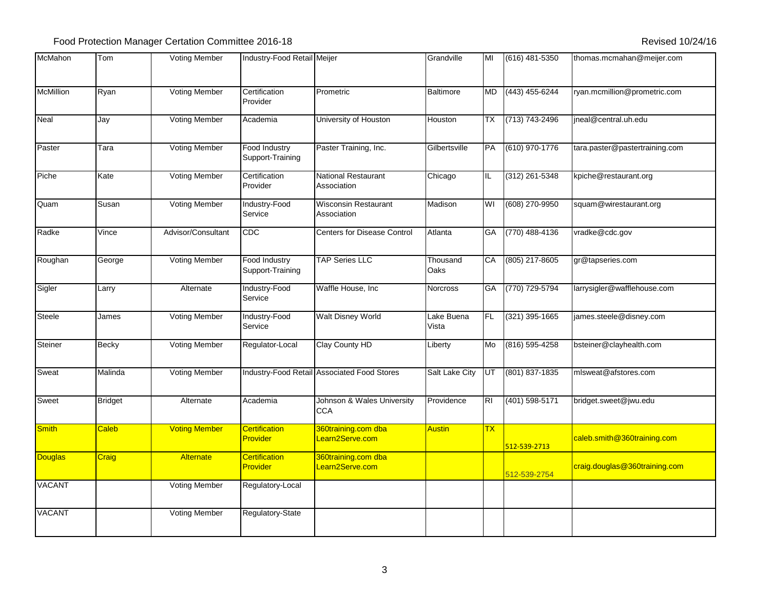Food Protection Manager Certation Committee 2016-18

Revised 10/24/16

| | | | | | | | | |
|---|---|---|---|---|---|---|---|---|
| McMahon | Tom | Voting Member | Industry-Food Retail | Meijer | Grandville | MI | (616) 481-5350 | thomas.mcmahan@meijer.com |
| McMillion | Ryan | Voting Member | Certification Provider | Prometric | Baltimore | MD | (443) 455-6244 | ryan.mcmillion@prometric.com |
| Neal | Jay | Voting Member | Academia | University of Houston | Houston | TX | (713) 743-2496 | jneal@central.uh.edu |
| Paster | Tara | Voting Member | Food Industry Support-Training | Paster Training, Inc. | Gilbertsville | PA | (610) 970-1776 | tara.paster@pastertraining.com |
| Piche | Kate | Voting Member | Certification Provider | National Restaurant Association | Chicago | IL | (312) 261-5348 | kpiche@restaurant.org |
| Quam | Susan | Voting Member | Industry-Food Service | Wisconsin Restaurant Association | Madison | WI | (608) 270-9950 | squam@wirestaurant.org |
| Radke | Vince | Advisor/Consultant | CDC | Centers for Disease Control | Atlanta | GA | (770) 488-4136 | vradke@cdc.gov |
| Roughan | George | Voting Member | Food Industry Support-Training | TAP Series LLC | Thousand Oaks | CA | (805) 217-8605 | gr@tapseries.com |
| Sigler | Larry | Alternate | Industry-Food Service | Waffle House, Inc | Norcross | GA | (770) 729-5794 | larrysigler@wafflehouse.com |
| Steele | James | Voting Member | Industry-Food Service | Walt Disney World | Lake Buena Vista | FL | (321) 395-1665 | james.steele@disney.com |
| Steiner | Becky | Voting Member | Regulator-Local | Clay County HD | Liberty | Mo | (816) 595-4258 | bsteiner@clayhealth.com |
| Sweat | Malinda | Voting Member | Industry-Food Retail | Associated Food Stores | Salt Lake City | UT | (801) 837-1835 | mlsweat@afstores.com |
| Sweet | Bridget | Alternate | Academia | Johnson & Wales University CCA | Providence | RI | (401) 598-5171 | bridget.sweet@jwu.edu |
| Smith | Caleb | Voting Member | Certification Provider | 360training.com dba Learn2Serve.com | Austin | TX | 512-539-2713 | caleb.smith@360training.com |
| Douglas | Craig | Alternate | Certification Provider | 360training.com dba Learn2Serve.com | | | 512-539-2754 | craig.douglas@360training.com |
| VACANT | | Voting Member | Regulatory-Local | | | | | |
| VACANT | | Voting Member | Regulatory-State | | | | | |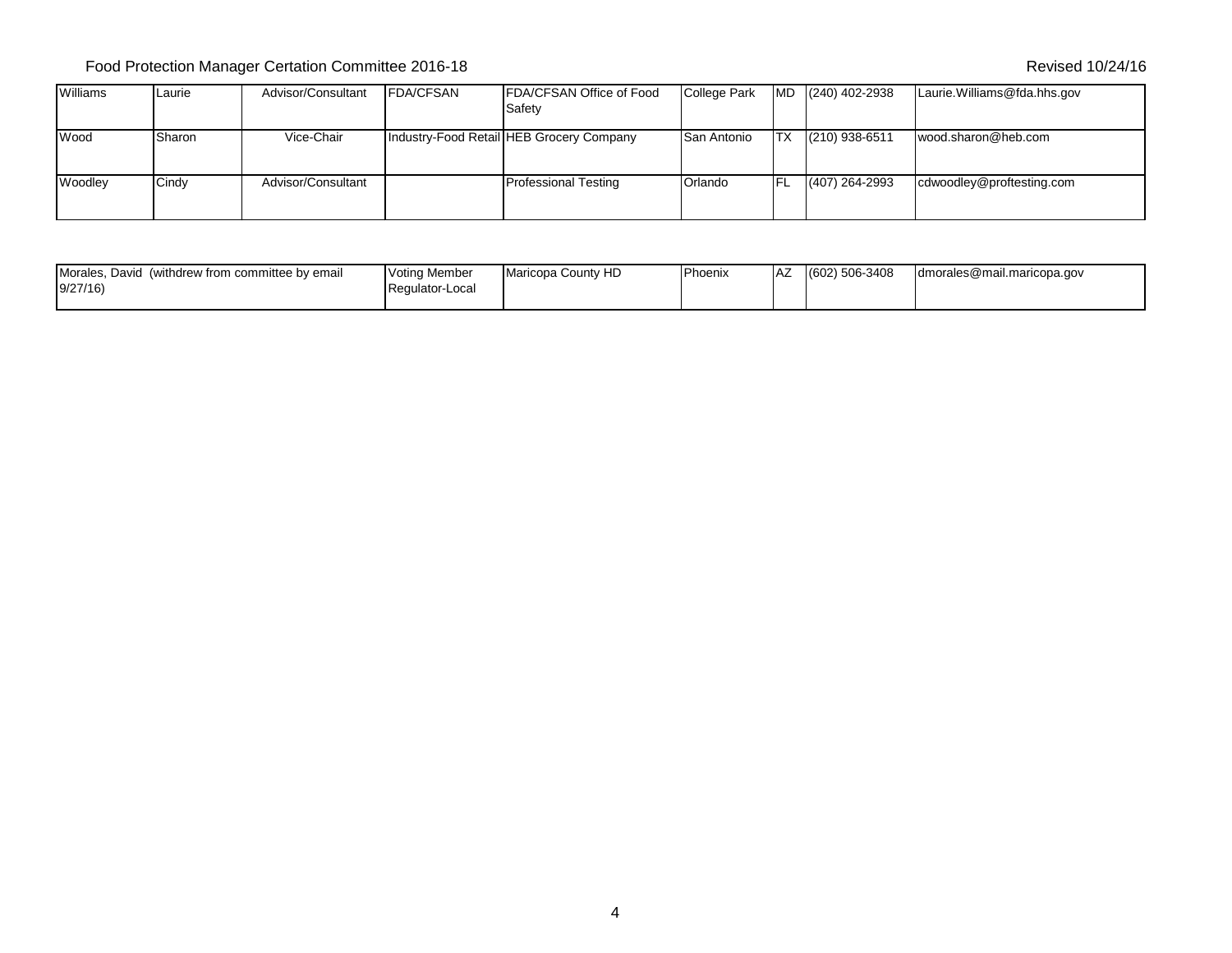Food Protection Manager Certation Committee 2016-18

Revised 10/24/16

| | | | | | | | | |
|---|---|---|---|---|---|---|---|---|
| Williams | Laurie | Advisor/Consultant | FDA/CFSAN | FDA/CFSAN Office of Food Safety | College Park | MD | (240) 402-2938 | Laurie.Williams@fda.hhs.gov |
| Wood | Sharon | Vice-Chair | Industry-Food Retail | HEB Grocery Company | San Antonio | TX | (210) 938-6511 | wood.sharon@heb.com |
| Woodley | Cindy | Advisor/Consultant | | Professional Testing | Orlando | FL | (407) 264-2993 | cdwoodley@proftesting.com |

| | | | | | | |
|---|---|---|---|---|---|---|
| Morales, David (withdrew from committee by email 9/27/16) | Voting Member Regulator-Local | Maricopa County HD | Phoenix | AZ | (602) 506-3408 | dmorales@mail.maricopa.gov |